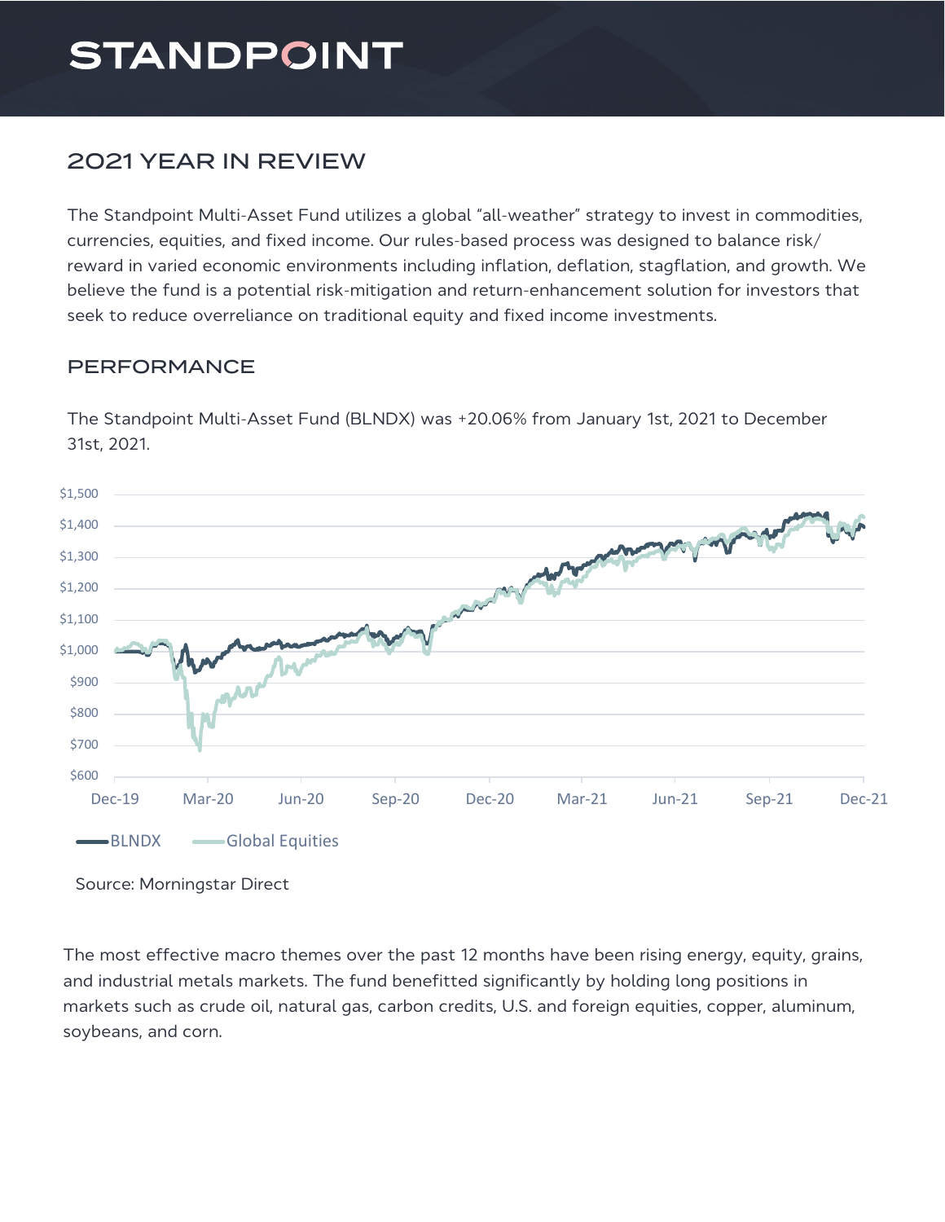# STANDPOINT

## 2021 YEAR IN REVIEW

The Standpoint Multi-Asset Fund utilizes a global "all-weather" strategy to invest in commodities, currencies, equities, and fixed income. Our rules-based process was designed to balance risk/reward in varied economic environments including inflation, deflation, stagflation, and growth. We believe the fund is a potential risk-mitigation and return-enhancement solution for investors that seek to reduce overreliance on traditional equity and fixed income investments.

### PERFORMANCE

The Standpoint Multi-Asset Fund (BLNDX) was +20.06% from January 1st, 2021 to December 31st, 2021.

Source: Morningstar Direct

The most effective macro themes over the past 12 months have been rising energy, equity, grains, and industrial metals markets. The fund benefitted significantly by holding long positions in markets such as crude oil, natural gas, carbon credits, U.S. and foreign equities, copper, aluminum, soybeans, and corn.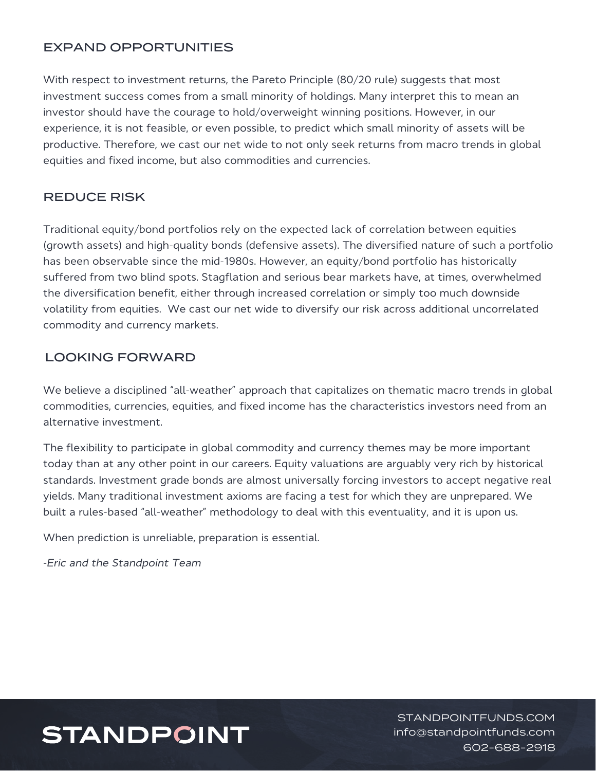## EXPAND OPPORTUNITIES

With respect to investment returns, the Pareto Principle (80/20 rule) suggests that most investment success comes from a small minority of holdings. Many interpret this to mean an investor should have the courage to hold/overweight winning positions. However, in our experience, it is not feasible, or even possible, to predict which small minority of assets will be productive. Therefore, we cast our net wide to not only seek returns from macro trends in global equities and fixed income, but also commodities and currencies.

## REDUCE RISK

Traditional equity/bond portfolios rely on the expected lack of correlation between equities (growth assets) and high-quality bonds (defensive assets). The diversified nature of such a portfolio has been observable since the mid-1980s. However, an equity/bond portfolio has historically suffered from two blind spots. Stagflation and serious bear markets have, at times, overwhelmed the diversification benefit, either through increased correlation or simply too much downside volatility from equities. We cast our net wide to diversify our risk across additional uncorrelated commodity and currency markets.

## LOOKING FORWARD

We believe a disciplined "all-weather" approach that capitalizes on thematic macro trends in global commodities, currencies, equities, and fixed income has the characteristics investors need from an alternative investment.

The flexibility to participate in global commodity and currency themes may be more important today than at any other point in our careers. Equity valuations are arguably very rich by historical standards. Investment grade bonds are almost universally forcing investors to accept negative real yields. Many traditional investment axioms are facing a test for which they are unprepared. We built a rules-based "all-weather" methodology to deal with this eventuality, and it is upon us.

When prediction is unreliable, preparation is essential.

*-Eric and the Standpoint Team*

STANDPOINT

STANDPOINTFUNDS.COM
info@standpointfunds.com
602-688-2918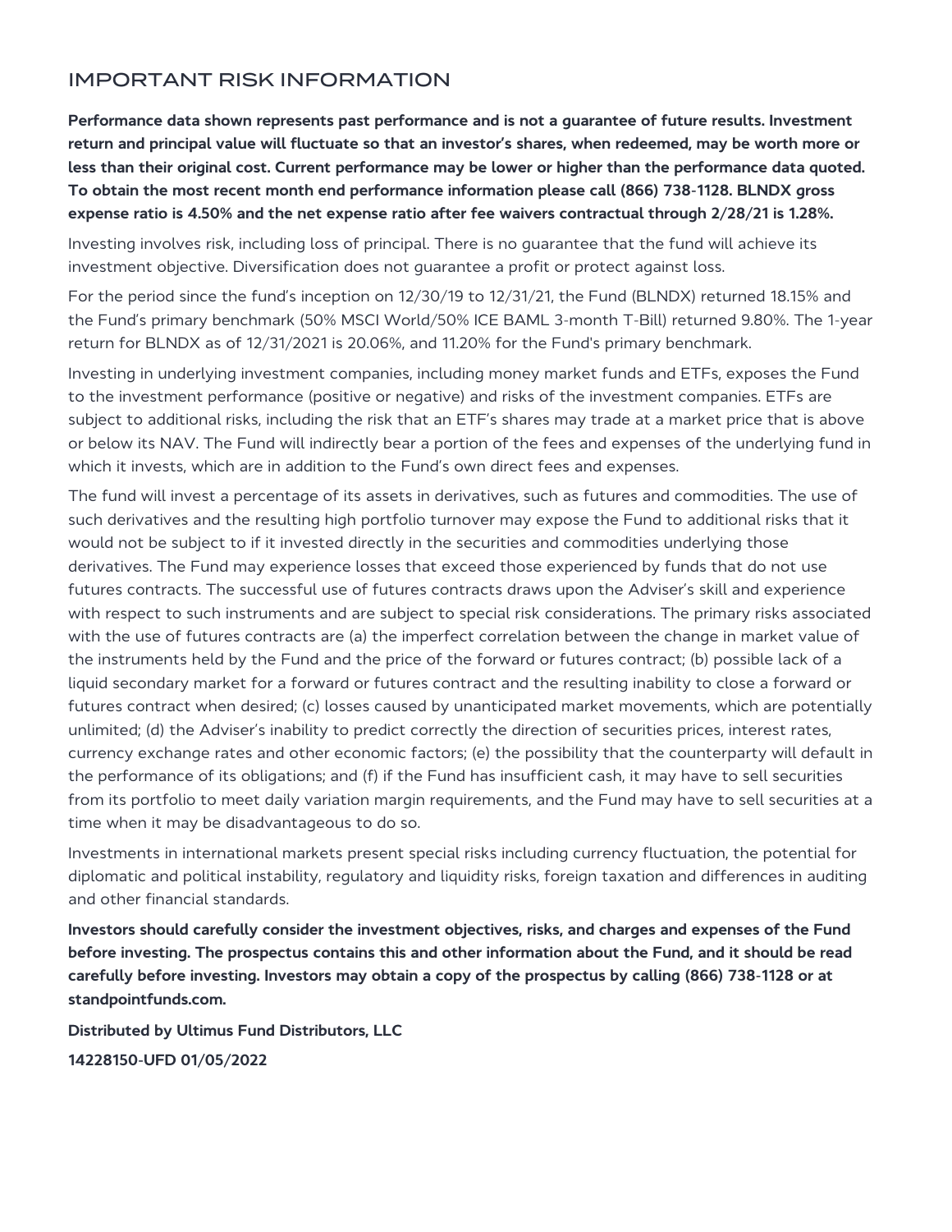## IMPORTANT RISK INFORMATION

**Performance data shown represents past performance and is not a guarantee of future results. Investment return and principal value will fluctuate so that an investor's shares, when redeemed, may be worth more or less than their original cost. Current performance may be lower or higher than the performance data quoted. To obtain the most recent month end performance information please call (866) 738-1128. BLNDX gross expense ratio is 4.50% and the net expense ratio after fee waivers contractual through 2/28/21 is 1.28%.**

Investing involves risk, including loss of principal. There is no guarantee that the fund will achieve its investment objective. Diversification does not guarantee a profit or protect against loss.

For the period since the fund's inception on 12/30/19 to 12/31/21, the Fund (BLNDX) returned 18.15% and the Fund's primary benchmark (50% MSCI World/50% ICE BAML 3-month T-Bill) returned 9.80%. The 1-year return for BLNDX as of 12/31/2021 is 20.06%, and 11.20% for the Fund's primary benchmark.

Investing in underlying investment companies, including money market funds and ETFs, exposes the Fund to the investment performance (positive or negative) and risks of the investment companies. ETFs are subject to additional risks, including the risk that an ETF's shares may trade at a market price that is above or below its NAV. The Fund will indirectly bear a portion of the fees and expenses of the underlying fund in which it invests, which are in addition to the Fund's own direct fees and expenses.

The fund will invest a percentage of its assets in derivatives, such as futures and commodities. The use of such derivatives and the resulting high portfolio turnover may expose the Fund to additional risks that it would not be subject to if it invested directly in the securities and commodities underlying those derivatives. The Fund may experience losses that exceed those experienced by funds that do not use futures contracts. The successful use of futures contracts draws upon the Adviser's skill and experience with respect to such instruments and are subject to special risk considerations. The primary risks associated with the use of futures contracts are (a) the imperfect correlation between the change in market value of the instruments held by the Fund and the price of the forward or futures contract; (b) possible lack of a liquid secondary market for a forward or futures contract and the resulting inability to close a forward or futures contract when desired; (c) losses caused by unanticipated market movements, which are potentially unlimited; (d) the Adviser's inability to predict correctly the direction of securities prices, interest rates, currency exchange rates and other economic factors; (e) the possibility that the counterparty will default in the performance of its obligations; and (f) if the Fund has insufficient cash, it may have to sell securities from its portfolio to meet daily variation margin requirements, and the Fund may have to sell securities at a time when it may be disadvantageous to do so.

Investments in international markets present special risks including currency fluctuation, the potential for diplomatic and political instability, regulatory and liquidity risks, foreign taxation and differences in auditing and other financial standards.

**Investors should carefully consider the investment objectives, risks, and charges and expenses of the Fund before investing. The prospectus contains this and other information about the Fund, and it should be read carefully before investing. Investors may obtain a copy of the prospectus by calling (866) 738-1128 or at standpointfunds.com.**

**Distributed by Ultimus Fund Distributors, LLC**

**14228150-UFD 01/05/2022**